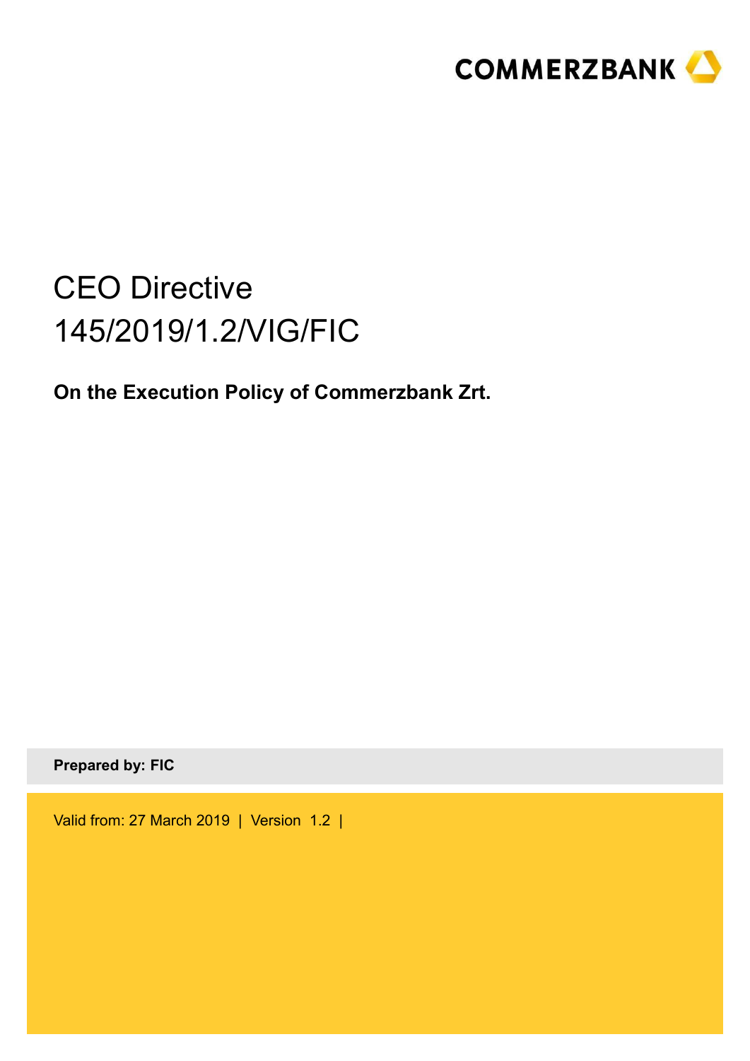COMMERZBANK

# CEO Directive 145/2019/1.2/VIG/FIC

**On the Execution Policy of Commerzbank Zrt.**

**Prepared by: FIC**

Valid from: 27 March 2019 | Version 1.2 |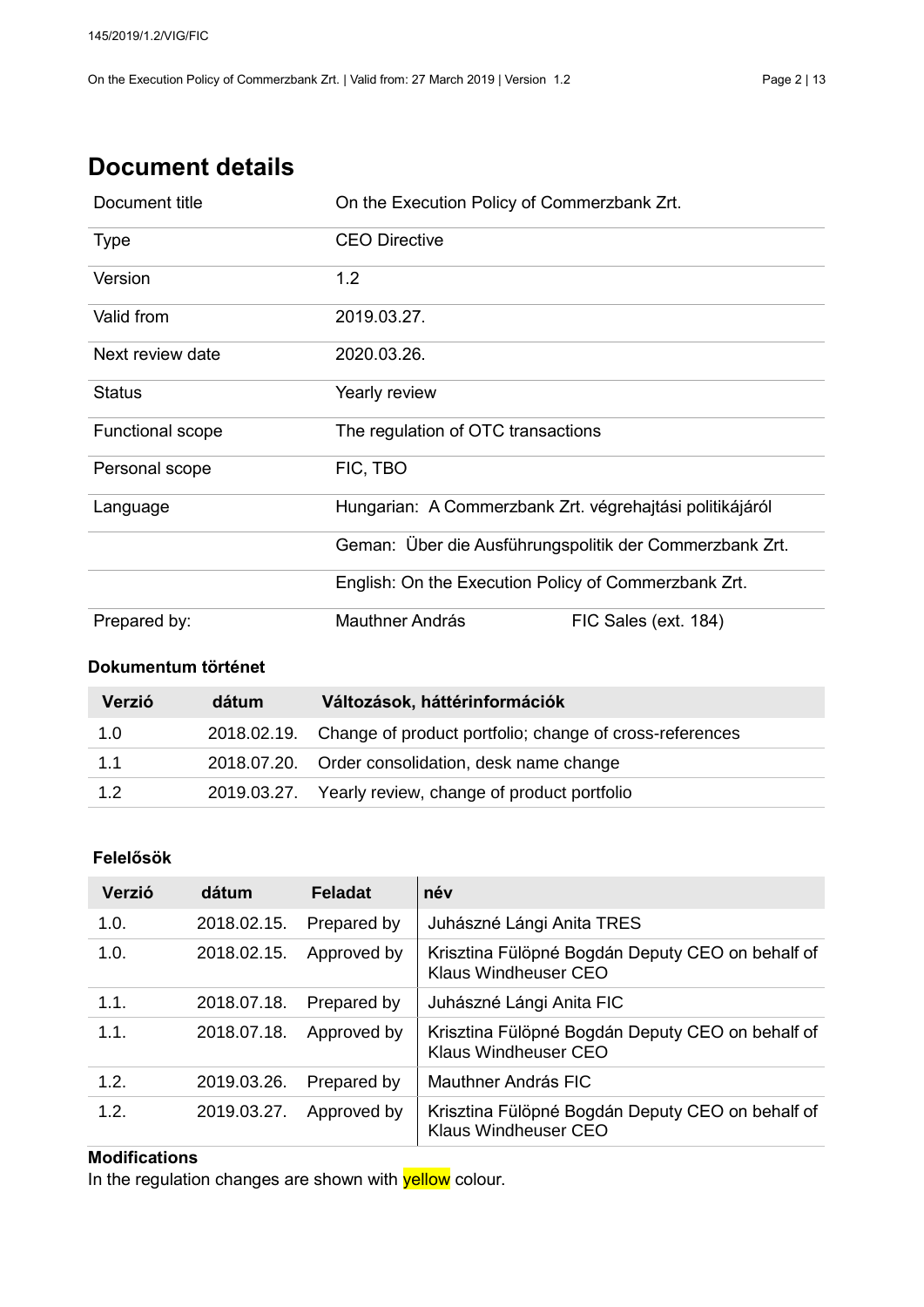# Document details

| | | |
|---|---|---|
| Document title | On the Execution Policy of Commerzbank Zrt. | |
| Type | CEO Directive | |
| Version | 1.2 | |
| Valid from | 2019.03.27. | |
| Next review date | 2020.03.26. | |
| Status | Yearly review | |
| Functional scope | The regulation of OTC transactions | |
| Personal scope | FIC, TBO | |
| Language | Hungarian: A Commerzbank Zrt. végrehajtási politikájáról | |
| | Geman: Über die Ausführungspolitik der Commerzbank Zrt. | |
| | English: On the Execution Policy of Commerzbank Zrt. | |
| Prepared by: | Mauthner András | FIC Sales (ext. 184) |

### Dokumentum történet

| Verzió | dátum | Változások, háttérinformációk |
|---|---|---|
| 1.0 | 2018.02.19. | Change of product portfolio; change of cross-references |
| 1.1 | 2018.07.20. | Order consolidation, desk name change |
| 1.2 | 2019.03.27. | Yearly review, change of product portfolio |

### Felelősök

| Verzió | dátum | Feladat | név |
|---|---|---|---|
| 1.0. | 2018.02.15. | Prepared by | Juhászné Lángi Anita TRES |
| 1.0. | 2018.02.15. | Approved by | Krisztina Fülöpné Bogdán Deputy CEO on behalf of Klaus Windheuser CEO |
| 1.1. | 2018.07.18. | Prepared by | Juhászné Lángi Anita FIC |
| 1.1. | 2018.07.18. | Approved by | Krisztina Fülöpné Bogdán Deputy CEO on behalf of Klaus Windheuser CEO |
| 1.2. | 2019.03.26. | Prepared by | Mauthner András FIC |
| 1.2. | 2019.03.27. | Approved by | Krisztina Fülöpné Bogdán Deputy CEO on behalf of Klaus Windheuser CEO |

**Modifications**

In the regulation changes are shown with yellow colour.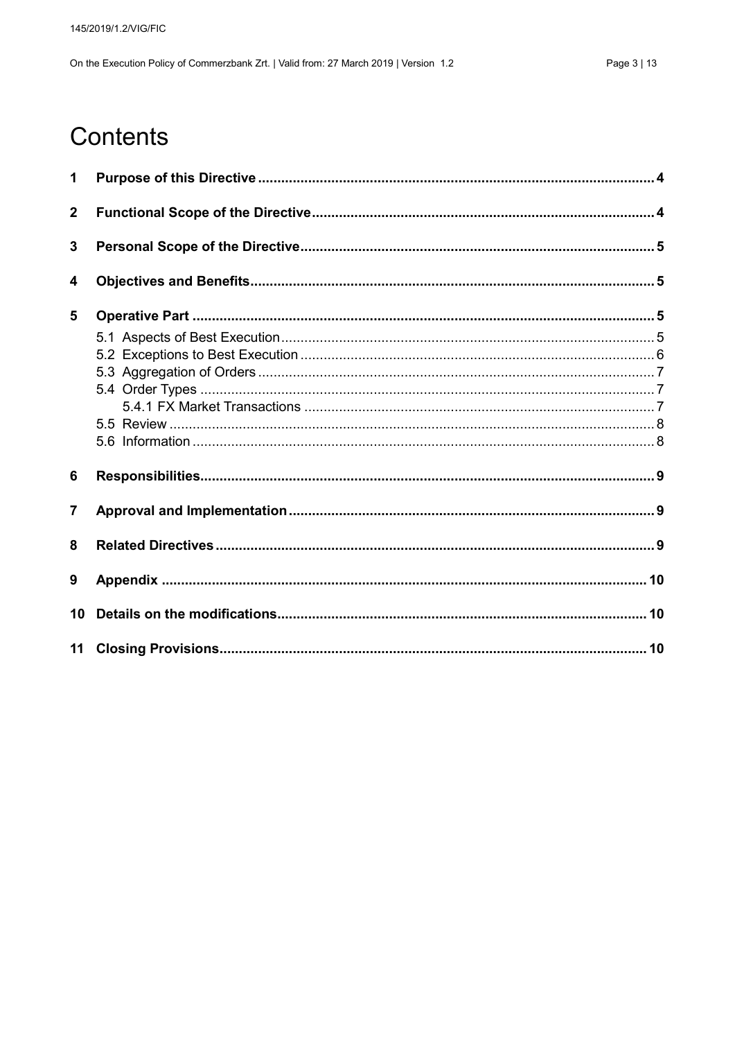# Contents

| | | |
|---|---|---|
| **1** | **Purpose of this Directive** | **4** |
| **2** | **Functional Scope of the Directive** | **4** |
| **3** | **Personal Scope of the Directive** | **5** |
| **4** | **Objectives and Benefits** | **5** |
| **5** | **Operative Part** | **5** |
| | 5.1 Aspects of Best Execution | 5 |
| | 5.2 Exceptions to Best Execution | 6 |
| | 5.3 Aggregation of Orders | 7 |
| | 5.4 Order Types | 7 |
| | 5.4.1 FX Market Transactions | 7 |
| | 5.5 Review | 8 |
| | 5.6 Information | 8 |
| **6** | **Responsibilities** | **9** |
| **7** | **Approval and Implementation** | **9** |
| **8** | **Related Directives** | **9** |
| **9** | **Appendix** | **10** |
| **10** | **Details on the modifications** | **10** |
| **11** | **Closing Provisions** | **10** |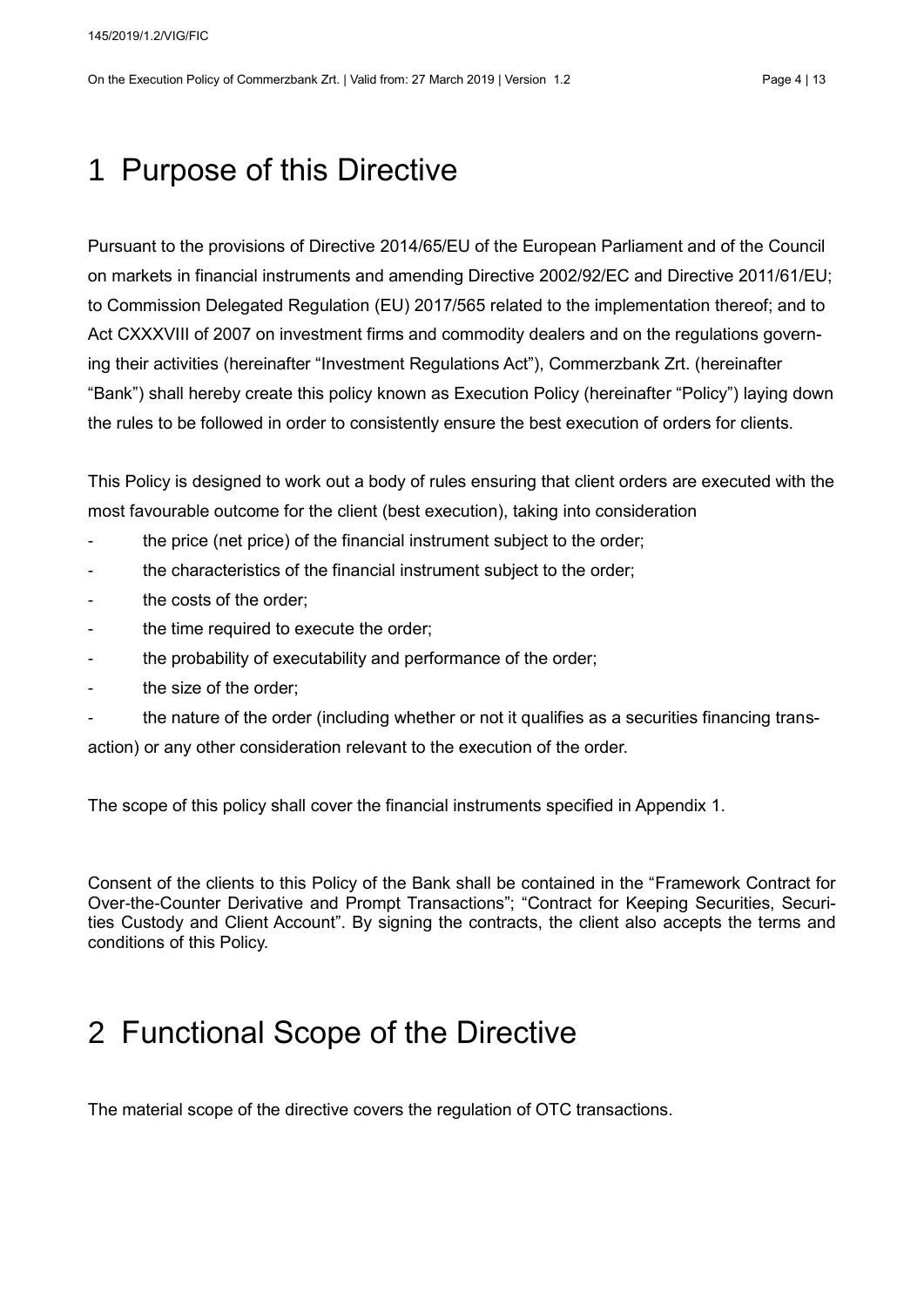# 1 Purpose of this Directive

Pursuant to the provisions of Directive 2014/65/EU of the European Parliament and of the Council on markets in financial instruments and amending Directive 2002/92/EC and Directive 2011/61/EU; to Commission Delegated Regulation (EU) 2017/565 related to the implementation thereof; and to Act CXXXVIII of 2007 on investment firms and commodity dealers and on the regulations governing their activities (hereinafter "Investment Regulations Act"), Commerzbank Zrt. (hereinafter "Bank") shall hereby create this policy known as Execution Policy (hereinafter "Policy") laying down the rules to be followed in order to consistently ensure the best execution of orders for clients.

This Policy is designed to work out a body of rules ensuring that client orders are executed with the most favourable outcome for the client (best execution), taking into consideration

- the price (net price) of the financial instrument subject to the order;
- the characteristics of the financial instrument subject to the order;
- the costs of the order;
- the time required to execute the order;
- the probability of executability and performance of the order;
- the size of the order;
- the nature of the order (including whether or not it qualifies as a securities financing transaction) or any other consideration relevant to the execution of the order.

The scope of this policy shall cover the financial instruments specified in Appendix 1.

Consent of the clients to this Policy of the Bank shall be contained in the "Framework Contract for Over-the-Counter Derivative and Prompt Transactions"; "Contract for Keeping Securities, Securities Custody and Client Account". By signing the contracts, the client also accepts the terms and conditions of this Policy.

# 2 Functional Scope of the Directive

The material scope of the directive covers the regulation of OTC transactions.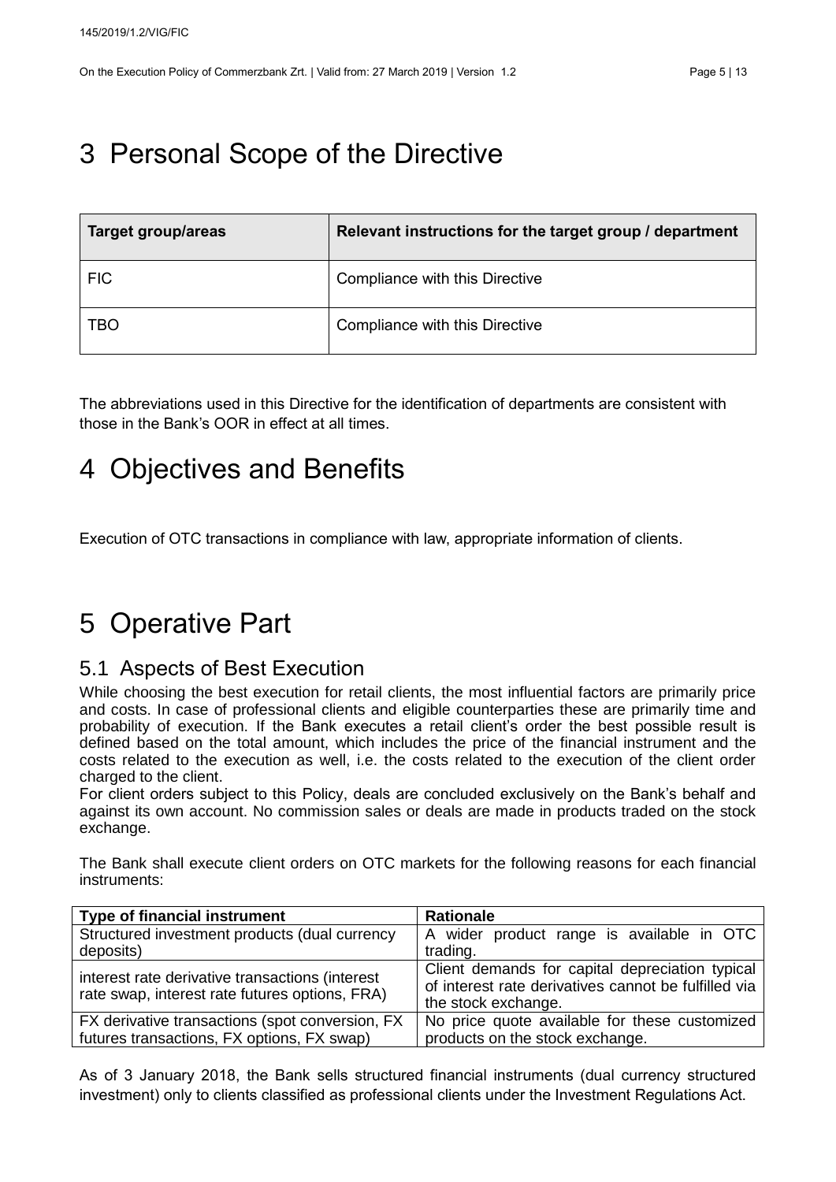# 3 Personal Scope of the Directive

| Target group/areas | Relevant instructions for the target group / department |
| --- | --- |
| FIC | Compliance with this Directive |
| TBO | Compliance with this Directive |

The abbreviations used in this Directive for the identification of departments are consistent with those in the Bank's OOR in effect at all times.

# 4 Objectives and Benefits

Execution of OTC transactions in compliance with law, appropriate information of clients.

# 5 Operative Part

## 5.1 Aspects of Best Execution

While choosing the best execution for retail clients, the most influential factors are primarily price and costs. In case of professional clients and eligible counterparties these are primarily time and probability of execution. If the Bank executes a retail client's order the best possible result is defined based on the total amount, which includes the price of the financial instrument and the costs related to the execution as well, i.e. the costs related to the execution of the client order charged to the client.

For client orders subject to this Policy, deals are concluded exclusively on the Bank's behalf and against its own account. No commission sales or deals are made in products traded on the stock exchange.

The Bank shall execute client orders on OTC markets for the following reasons for each financial instruments:

| Type of financial instrument | Rationale |
| --- | --- |
| Structured investment products (dual currency deposits) | A wider product range is available in OTC trading. |
| interest rate derivative transactions (interest rate swap, interest rate futures options, FRA) | Client demands for capital depreciation typical of interest rate derivatives cannot be fulfilled via the stock exchange. |
| FX derivative transactions (spot conversion, FX futures transactions, FX options, FX swap) | No price quote available for these customized products on the stock exchange. |

As of 3 January 2018, the Bank sells structured financial instruments (dual currency structured investment) only to clients classified as professional clients under the Investment Regulations Act.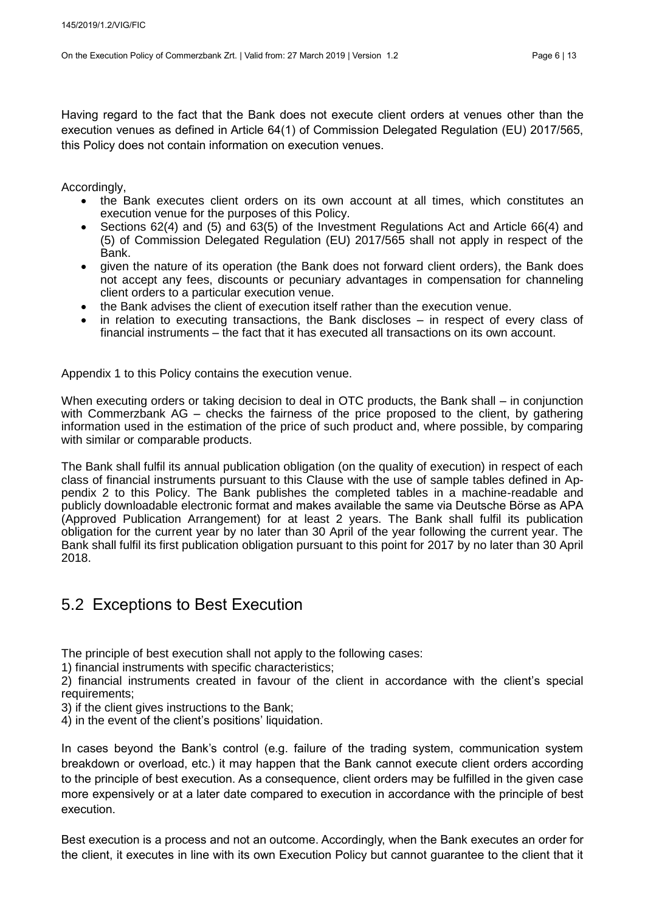Having regard to the fact that the Bank does not execute client orders at venues other than the execution venues as defined in Article 64(1) of Commission Delegated Regulation (EU) 2017/565, this Policy does not contain information on execution venues.

Accordingly,

- the Bank executes client orders on its own account at all times, which constitutes an execution venue for the purposes of this Policy.
- Sections 62(4) and (5) and 63(5) of the Investment Regulations Act and Article 66(4) and (5) of Commission Delegated Regulation (EU) 2017/565 shall not apply in respect of the Bank.
- given the nature of its operation (the Bank does not forward client orders), the Bank does not accept any fees, discounts or pecuniary advantages in compensation for channeling client orders to a particular execution venue.
- the Bank advises the client of execution itself rather than the execution venue.
- in relation to executing transactions, the Bank discloses – in respect of every class of financial instruments – the fact that it has executed all transactions on its own account.

Appendix 1 to this Policy contains the execution venue.

When executing orders or taking decision to deal in OTC products, the Bank shall – in conjunction with Commerzbank AG – checks the fairness of the price proposed to the client, by gathering information used in the estimation of the price of such product and, where possible, by comparing with similar or comparable products.

The Bank shall fulfil its annual publication obligation (on the quality of execution) in respect of each class of financial instruments pursuant to this Clause with the use of sample tables defined in Appendix 2 to this Policy. The Bank publishes the completed tables in a machine-readable and publicly downloadable electronic format and makes available the same via Deutsche Börse as APA (Approved Publication Arrangement) for at least 2 years. The Bank shall fulfil its publication obligation for the current year by no later than 30 April of the year following the current year. The Bank shall fulfil its first publication obligation pursuant to this point for 2017 by no later than 30 April 2018.

## 5.2 Exceptions to Best Execution

The principle of best execution shall not apply to the following cases:

1) financial instruments with specific characteristics;
2) financial instruments created in favour of the client in accordance with the client's special requirements;
3) if the client gives instructions to the Bank;
4) in the event of the client's positions' liquidation.

In cases beyond the Bank's control (e.g. failure of the trading system, communication system breakdown or overload, etc.) it may happen that the Bank cannot execute client orders according to the principle of best execution. As a consequence, client orders may be fulfilled in the given case more expensively or at a later date compared to execution in accordance with the principle of best execution.

Best execution is a process and not an outcome. Accordingly, when the Bank executes an order for the client, it executes in line with its own Execution Policy but cannot guarantee to the client that it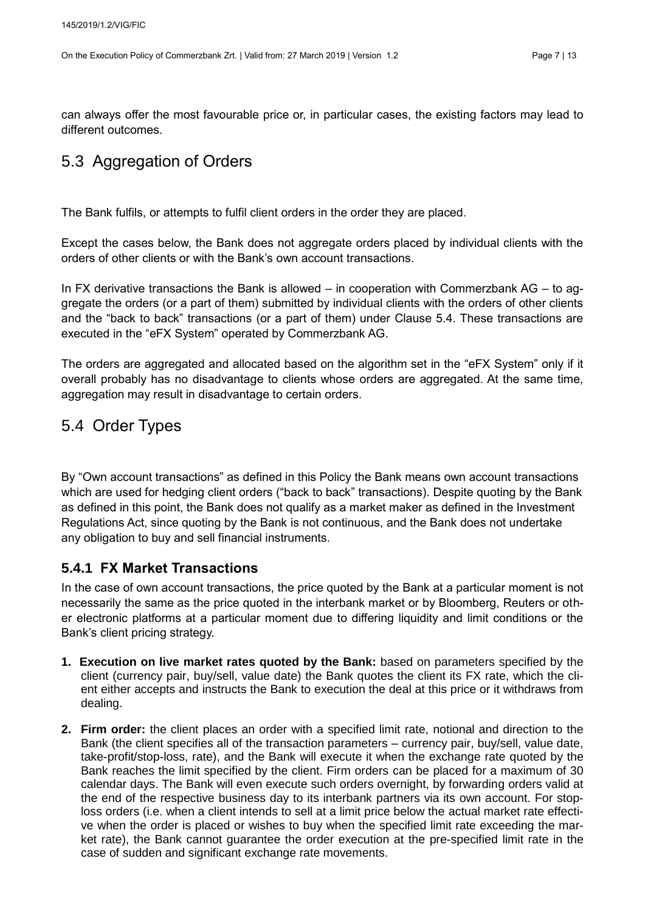can always offer the most favourable price or, in particular cases, the existing factors may lead to different outcomes.

## 5.3 Aggregation of Orders

The Bank fulfils, or attempts to fulfil client orders in the order they are placed.

Except the cases below, the Bank does not aggregate orders placed by individual clients with the orders of other clients or with the Bank's own account transactions.

In FX derivative transactions the Bank is allowed – in cooperation with Commerzbank AG – to aggregate the orders (or a part of them) submitted by individual clients with the orders of other clients and the "back to back" transactions (or a part of them) under Clause 5.4. These transactions are executed in the "eFX System" operated by Commerzbank AG.

The orders are aggregated and allocated based on the algorithm set in the "eFX System" only if it overall probably has no disadvantage to clients whose orders are aggregated. At the same time, aggregation may result in disadvantage to certain orders.

## 5.4 Order Types

By "Own account transactions" as defined in this Policy the Bank means own account transactions which are used for hedging client orders ("back to back" transactions). Despite quoting by the Bank as defined in this point, the Bank does not qualify as a market maker as defined in the Investment Regulations Act, since quoting by the Bank is not continuous, and the Bank does not undertake any obligation to buy and sell financial instruments.

### 5.4.1 FX Market Transactions

In the case of own account transactions, the price quoted by the Bank at a particular moment is not necessarily the same as the price quoted in the interbank market or by Bloomberg, Reuters or other electronic platforms at a particular moment due to differing liquidity and limit conditions or the Bank's client pricing strategy.

1. **Execution on live market rates quoted by the Bank:** based on parameters specified by the client (currency pair, buy/sell, value date) the Bank quotes the client its FX rate, which the client either accepts and instructs the Bank to execution the deal at this price or it withdraws from dealing.
2. **Firm order:** the client places an order with a specified limit rate, notional and direction to the Bank (the client specifies all of the transaction parameters – currency pair, buy/sell, value date, take-profit/stop-loss, rate), and the Bank will execute it when the exchange rate quoted by the Bank reaches the limit specified by the client. Firm orders can be placed for a maximum of 30 calendar days. The Bank will even execute such orders overnight, by forwarding orders valid at the end of the respective business day to its interbank partners via its own account. For stop-loss orders (i.e. when a client intends to sell at a limit price below the actual market rate effective when the order is placed or wishes to buy when the specified limit rate exceeding the market rate), the Bank cannot guarantee the order execution at the pre-specified limit rate in the case of sudden and significant exchange rate movements.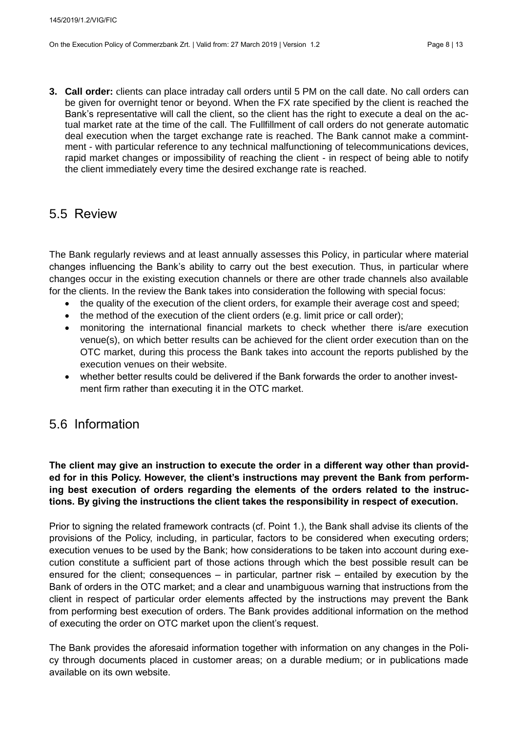3. **Call order:** clients can place intraday call orders until 5 PM on the call date. No call orders can be given for overnight tenor or beyond. When the FX rate specified by the client is reached the Bank's representative will call the client, so the client has the right to execute a deal on the actual market rate at the time of the call. The Fullfillment of call orders do not generate automatic deal execution when the target exchange rate is reached. The Bank cannot make a commintment - with particular reference to any technical malfunctioning of telecommunications devices, rapid market changes or impossibility of reaching the client - in respect of being able to notify the client immediately every time the desired exchange rate is reached.

## 5.5 Review

The Bank regularly reviews and at least annually assesses this Policy, in particular where material changes influencing the Bank's ability to carry out the best execution. Thus, in particular where changes occur in the existing execution channels or there are other trade channels also available for the clients. In the review the Bank takes into consideration the following with special focus:

- the quality of the execution of the client orders, for example their average cost and speed;
- the method of the execution of the client orders (e.g. limit price or call order);
- monitoring the international financial markets to check whether there is/are execution venue(s), on which better results can be achieved for the client order execution than on the OTC market, during this process the Bank takes into account the reports published by the execution venues on their website.
- whether better results could be delivered if the Bank forwards the order to another investment firm rather than executing it in the OTC market.

## 5.6 Information

**The client may give an instruction to execute the order in a different way other than provided for in this Policy. However, the client's instructions may prevent the Bank from performing best execution of orders regarding the elements of the orders related to the instructions. By giving the instructions the client takes the responsibility in respect of execution.**

Prior to signing the related framework contracts (cf. Point 1.), the Bank shall advise its clients of the provisions of the Policy, including, in particular, factors to be considered when executing orders; execution venues to be used by the Bank; how considerations to be taken into account during execution constitute a sufficient part of those actions through which the best possible result can be ensured for the client; consequences – in particular, partner risk – entailed by execution by the Bank of orders in the OTC market; and a clear and unambiguous warning that instructions from the client in respect of particular order elements affected by the instructions may prevent the Bank from performing best execution of orders. The Bank provides additional information on the method of executing the order on OTC market upon the client's request.

The Bank provides the aforesaid information together with information on any changes in the Policy through documents placed in customer areas; on a durable medium; or in publications made available on its own website.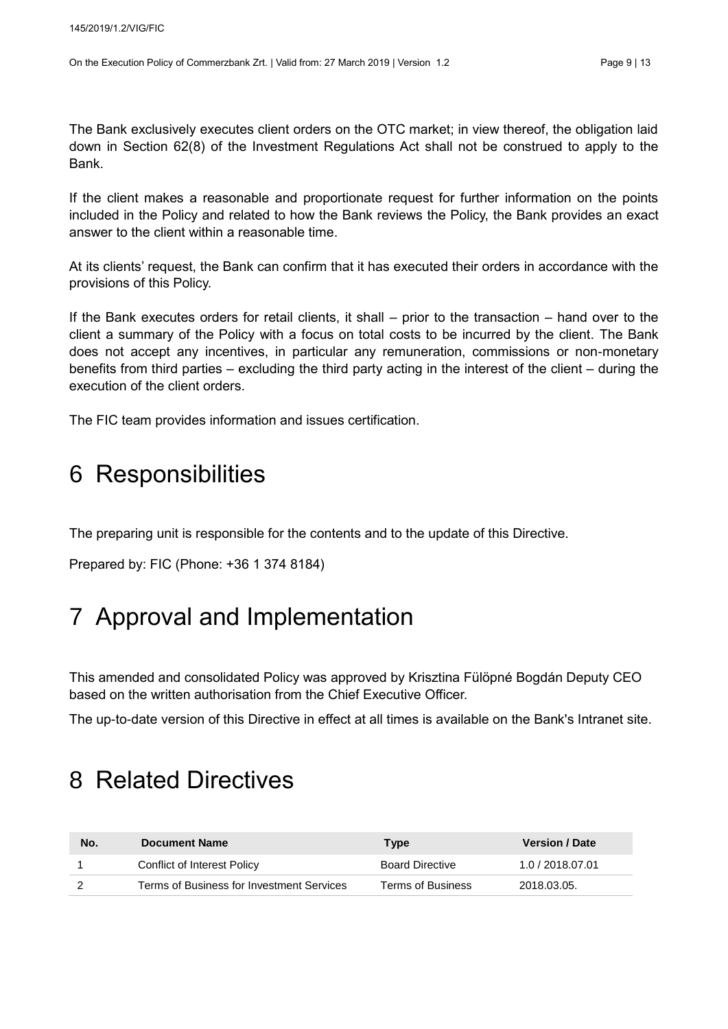The Bank exclusively executes client orders on the OTC market; in view thereof, the obligation laid down in Section 62(8) of the Investment Regulations Act shall not be construed to apply to the Bank.

If the client makes a reasonable and proportionate request for further information on the points included in the Policy and related to how the Bank reviews the Policy, the Bank provides an exact answer to the client within a reasonable time.

At its clients' request, the Bank can confirm that it has executed their orders in accordance with the provisions of this Policy.

If the Bank executes orders for retail clients, it shall – prior to the transaction – hand over to the client a summary of the Policy with a focus on total costs to be incurred by the client. The Bank does not accept any incentives, in particular any remuneration, commissions or non-monetary benefits from third parties – excluding the third party acting in the interest of the client – during the execution of the client orders.

The FIC team provides information and issues certification.

# 6 Responsibilities

The preparing unit is responsible for the contents and to the update of this Directive.

Prepared by: FIC (Phone: +36 1 374 8184)

# 7 Approval and Implementation

This amended and consolidated Policy was approved by Krisztina Fülöpné Bogdán Deputy CEO based on the written authorisation from the Chief Executive Officer.

The up-to-date version of this Directive in effect at all times is available on the Bank's Intranet site.

# 8 Related Directives

| No. | Document Name | Type | Version / Date |
|---|---|---|---|
| 1 | Conflict of Interest Policy | Board Directive | 1.0 / 2018.07.01 |
| 2 | Terms of Business for Investment Services | Terms of Business | 2018.03.05. |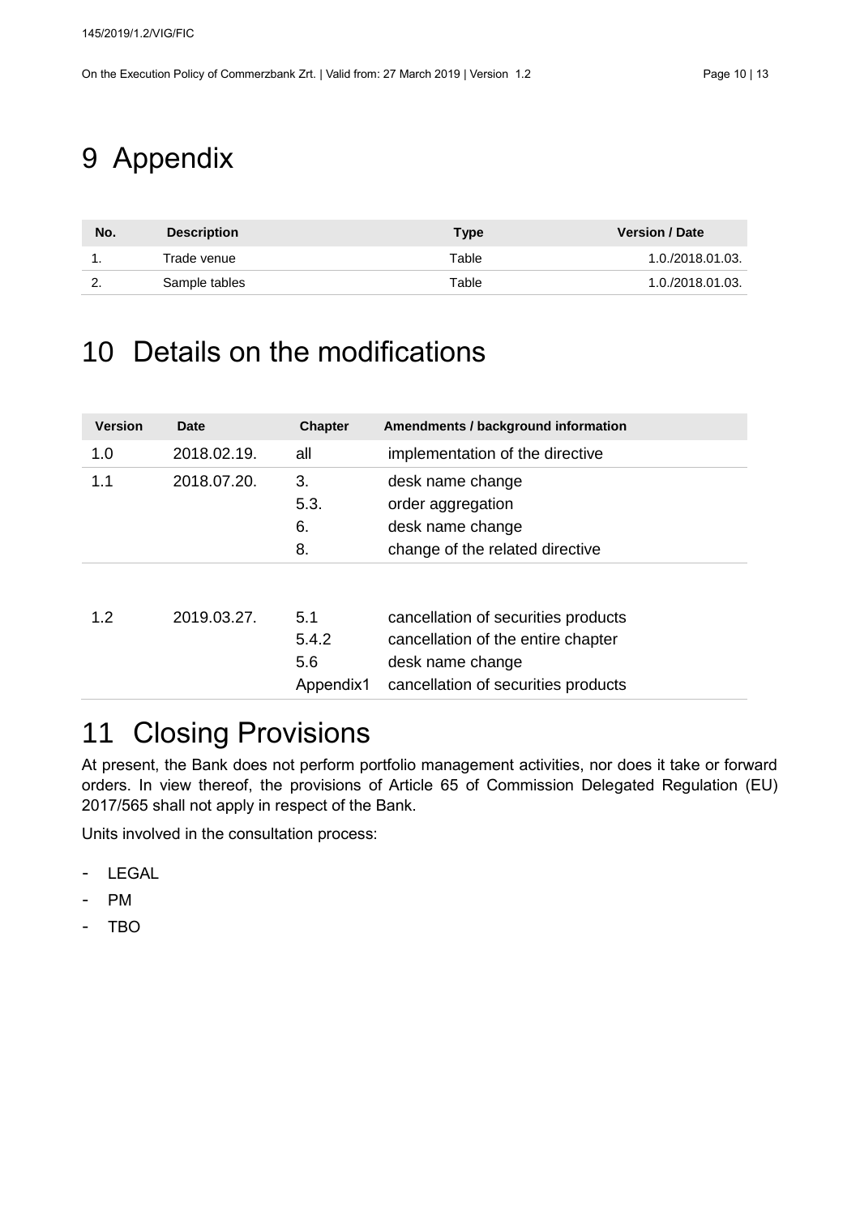# 9 Appendix

| No. | Description | Type | Version / Date |
|---|---|---|---|
| 1. | Trade venue | Table | 1.0./2018.01.03. |
| 2. | Sample tables | Table | 1.0./2018.01.03. |

# 10 Details on the modifications

| Version | Date | Chapter | Amendments / background information |
|---|---|---|---|
| 1.0 | 2018.02.19. | all | implementation of the directive |
| 1.1 | 2018.07.20. | 3.<br>5.3.<br>6.<br>8. | desk name change<br>order aggregation<br>desk name change<br>change of the related directive |
| 1.2 | 2019.03.27. | 5.1<br>5.4.2<br>5.6<br>Appendix1 | cancellation of securities products<br>cancellation of the entire chapter<br>desk name change<br>cancellation of securities products |

# 11 Closing Provisions

At present, the Bank does not perform portfolio management activities, nor does it take or forward orders. In view thereof, the provisions of Article 65 of Commission Delegated Regulation (EU) 2017/565 shall not apply in respect of the Bank.

Units involved in the consultation process:

- LEGAL
- PM
- TBO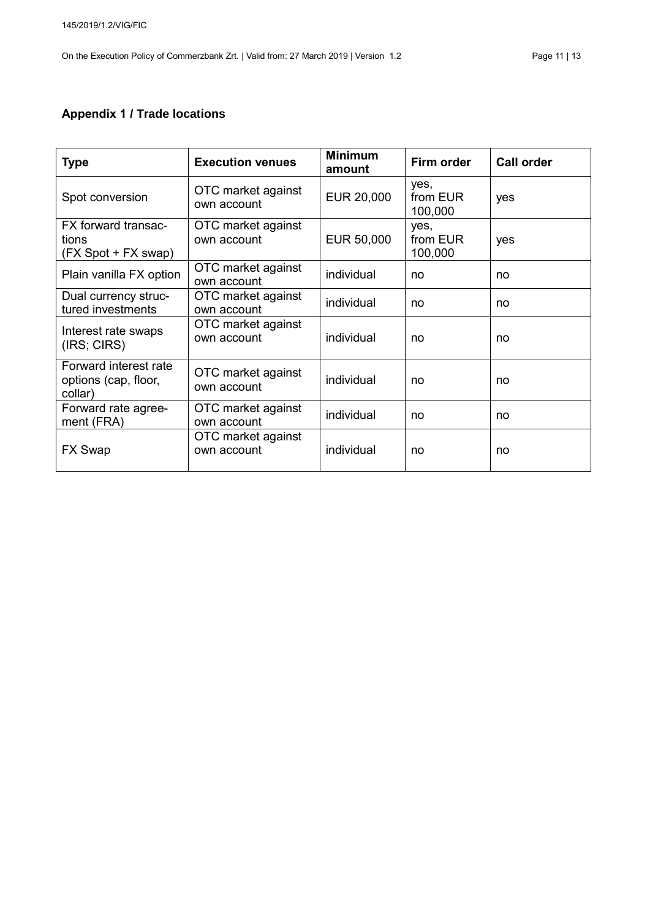## Appendix 1 / Trade locations

| Type | Execution venues | Minimum amount | Firm order | Call order |
|---|---|---|---|---|
| Spot conversion | OTC market against own account | EUR 20,000 | yes, from EUR 100,000 | yes |
| FX forward transactions (FX Spot + FX swap) | OTC market against own account | EUR 50,000 | yes, from EUR 100,000 | yes |
| Plain vanilla FX option | OTC market against own account | individual | no | no |
| Dual currency structured investments | OTC market against own account | individual | no | no |
| Interest rate swaps (IRS; CIRS) | OTC market against own account | individual | no | no |
| Forward interest rate options (cap, floor, collar) | OTC market against own account | individual | no | no |
| Forward rate agreement (FRA) | OTC market against own account | individual | no | no |
| FX Swap | OTC market against own account | individual | no | no |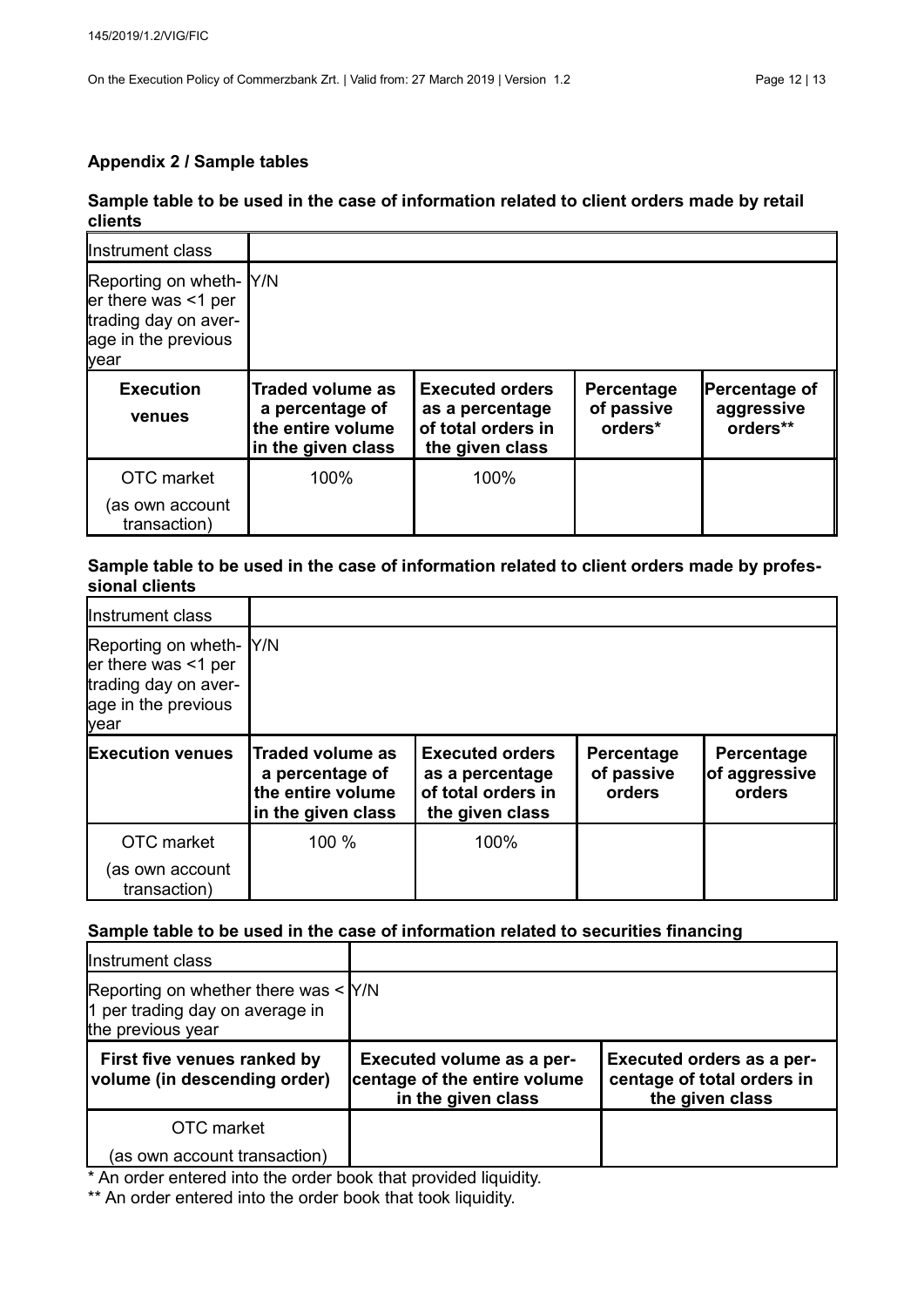## Appendix 2 / Sample tables

### Sample table to be used in the case of information related to client orders made by retail clients

| Instrument class | | | | |
|---|---|---|---|---|
| Reporting on whether there was <1 per trading day on average in the previous year | Y/N | | | |
| **Execution venues** | **Traded volume as a percentage of the entire volume in the given class** | **Executed orders as a percentage of total orders in the given class** | **Percentage of passive orders*** | **Percentage of aggressive orders**** |
| OTC market (as own account transaction) | 100% | 100% | | |

### Sample table to be used in the case of information related to client orders made by professional clients

| Instrument class | | | | |
|---|---|---|---|---|
| Reporting on whether there was <1 per trading day on average in the previous year | Y/N | | | |
| **Execution venues** | **Traded volume as a percentage of the entire volume in the given class** | **Executed orders as a percentage of total orders in the given class** | **Percentage of passive orders** | **Percentage of aggressive orders** |
| OTC market (as own account transaction) | 100 % | 100% | | |

### Sample table to be used in the case of information related to securities financing

| Instrument class | | |
|---|---|---|
| Reporting on whether there was < 1 per trading day on average in the previous year | Y/N | |
| **First five venues ranked by volume (in descending order)** | **Executed volume as a percentage of the entire volume in the given class** | **Executed orders as a percentage of total orders in the given class** |
| OTC market (as own account transaction) | | |

* An order entered into the order book that provided liquidity.

** An order entered into the order book that took liquidity.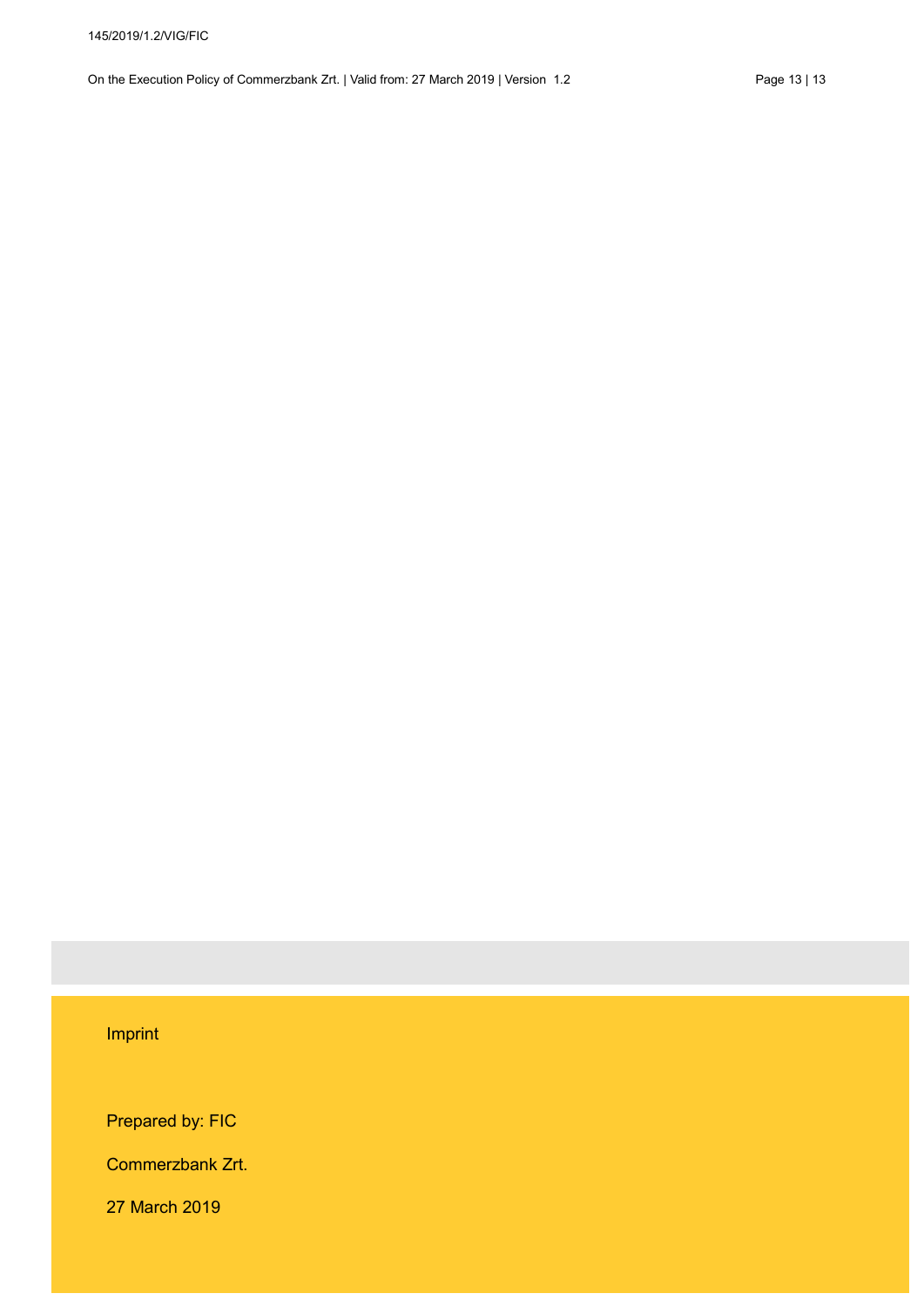Imprint

Prepared by: FIC

Commerzbank Zrt.

27 March 2019